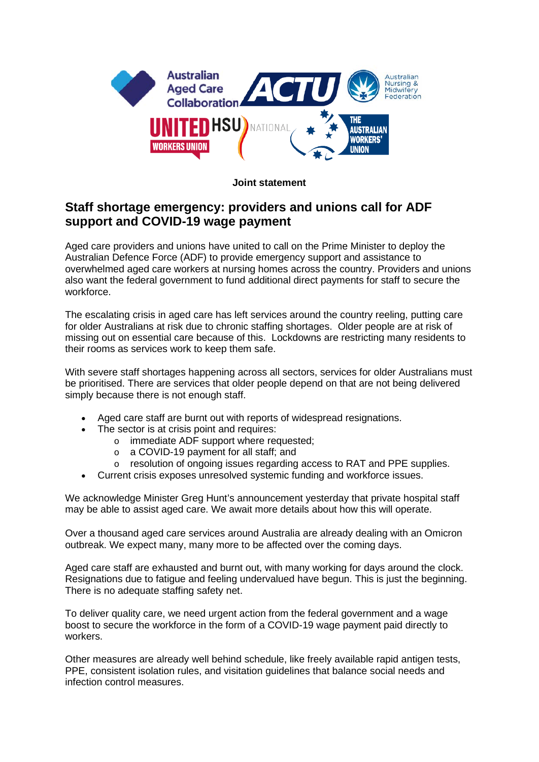**Joint statement**

## Staff shortage emergency: providers and unions call for ADF support and COVID-19 wage payment

Aged care providers and unions have united to call on the Prime Minister to deploy the Australian Defence Force (ADF) to provide emergency support and assistance to overwhelmed aged care workers at nursing homes across the country. Providers and unions also want the federal government to fund additional direct payments for staff to secure the workforce.

The escalating crisis in aged care has left services around the country reeling, putting care for older Australians at risk due to chronic staffing shortages. Older people are at risk of missing out on essential care because of this. Lockdowns are restricting many residents to their rooms as services work to keep them safe.

With severe staff shortages happening across all sectors, services for older Australians must be prioritised. There are services that older people depend on that are not being delivered simply because there is not enough staff.

- Aged care staff are burnt out with reports of widespread resignations.
- The sector is at crisis point and requires:
  - immediate ADF support where requested;
  - a COVID-19 payment for all staff; and
  - resolution of ongoing issues regarding access to RAT and PPE supplies.
- Current crisis exposes unresolved systemic funding and workforce issues.

We acknowledge Minister Greg Hunt's announcement yesterday that private hospital staff may be able to assist aged care. We await more details about how this will operate.

Over a thousand aged care services around Australia are already dealing with an Omicron outbreak. We expect many, many more to be affected over the coming days.

Aged care staff are exhausted and burnt out, with many working for days around the clock. Resignations due to fatigue and feeling undervalued have begun. This is just the beginning. There is no adequate staffing safety net.

To deliver quality care, we need urgent action from the federal government and a wage boost to secure the workforce in the form of a COVID-19 wage payment paid directly to workers.

Other measures are already well behind schedule, like freely available rapid antigen tests, PPE, consistent isolation rules, and visitation guidelines that balance social needs and infection control measures.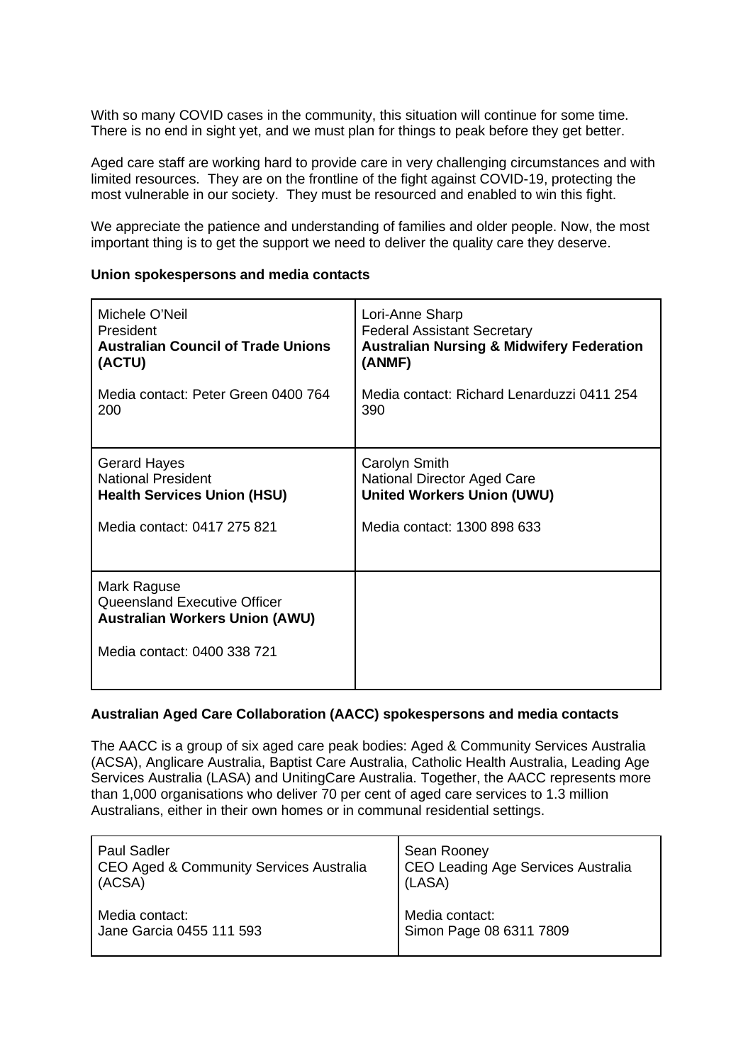With so many COVID cases in the community, this situation will continue for some time. There is no end in sight yet, and we must plan for things to peak before they get better.

Aged care staff are working hard to provide care in very challenging circumstances and with limited resources. They are on the frontline of the fight against COVID-19, protecting the most vulnerable in our society. They must be resourced and enabled to win this fight.

We appreciate the patience and understanding of families and older people. Now, the most important thing is to get the support we need to deliver the quality care they deserve.

**Union spokespersons and media contacts**

| | |
|---|---|
| Michele O'Neil<br>President<br>**Australian Council of Trade Unions (ACTU)**<br><br>Media contact: Peter Green 0400 764 200 | Lori-Anne Sharp<br>Federal Assistant Secretary<br>**Australian Nursing & Midwifery Federation (ANMF)**<br><br>Media contact: Richard Lenarduzzi 0411 254 390 |
| Gerard Hayes<br>National President<br>**Health Services Union (HSU)**<br><br>Media contact: 0417 275 821 | Carolyn Smith<br>National Director Aged Care<br>**United Workers Union (UWU)**<br><br>Media contact: 1300 898 633 |
| Mark Raguse<br>Queensland Executive Officer<br>**Australian Workers Union (AWU)**<br><br>Media contact: 0400 338 721 | |

**Australian Aged Care Collaboration (AACC) spokespersons and media contacts**

The AACC is a group of six aged care peak bodies: Aged & Community Services Australia (ACSA), Anglicare Australia, Baptist Care Australia, Catholic Health Australia, Leading Age Services Australia (LASA) and UnitingCare Australia. Together, the AACC represents more than 1,000 organisations who deliver 70 per cent of aged care services to 1.3 million Australians, either in their own homes or in communal residential settings.

| | |
|---|---|
| Paul Sadler<br>CEO Aged & Community Services Australia (ACSA)<br><br>Media contact:<br>Jane Garcia 0455 111 593 | Sean Rooney<br>CEO Leading Age Services Australia (LASA)<br><br>Media contact:<br>Simon Page 08 6311 7809 |